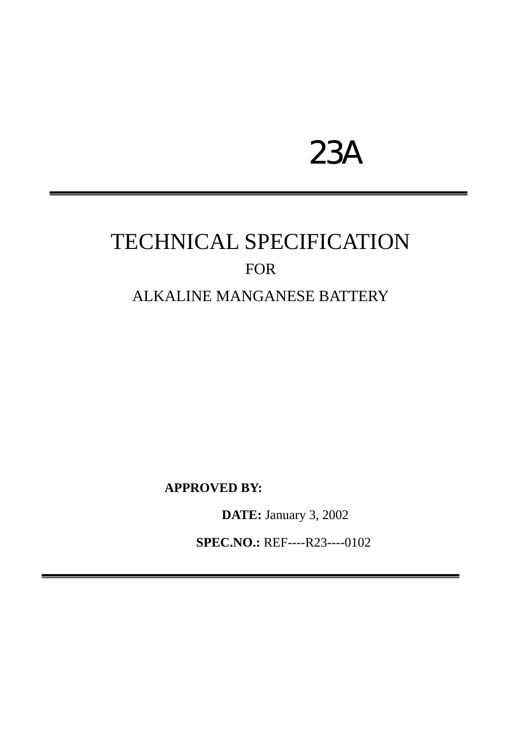# 23A

---

# TECHNICAL SPECIFICATION

FOR

ALKALINE MANGANESE BATTERY

**APPROVED BY:**

**DATE:** January 3, 2002

**SPEC.NO.:** REF----R23----0102

---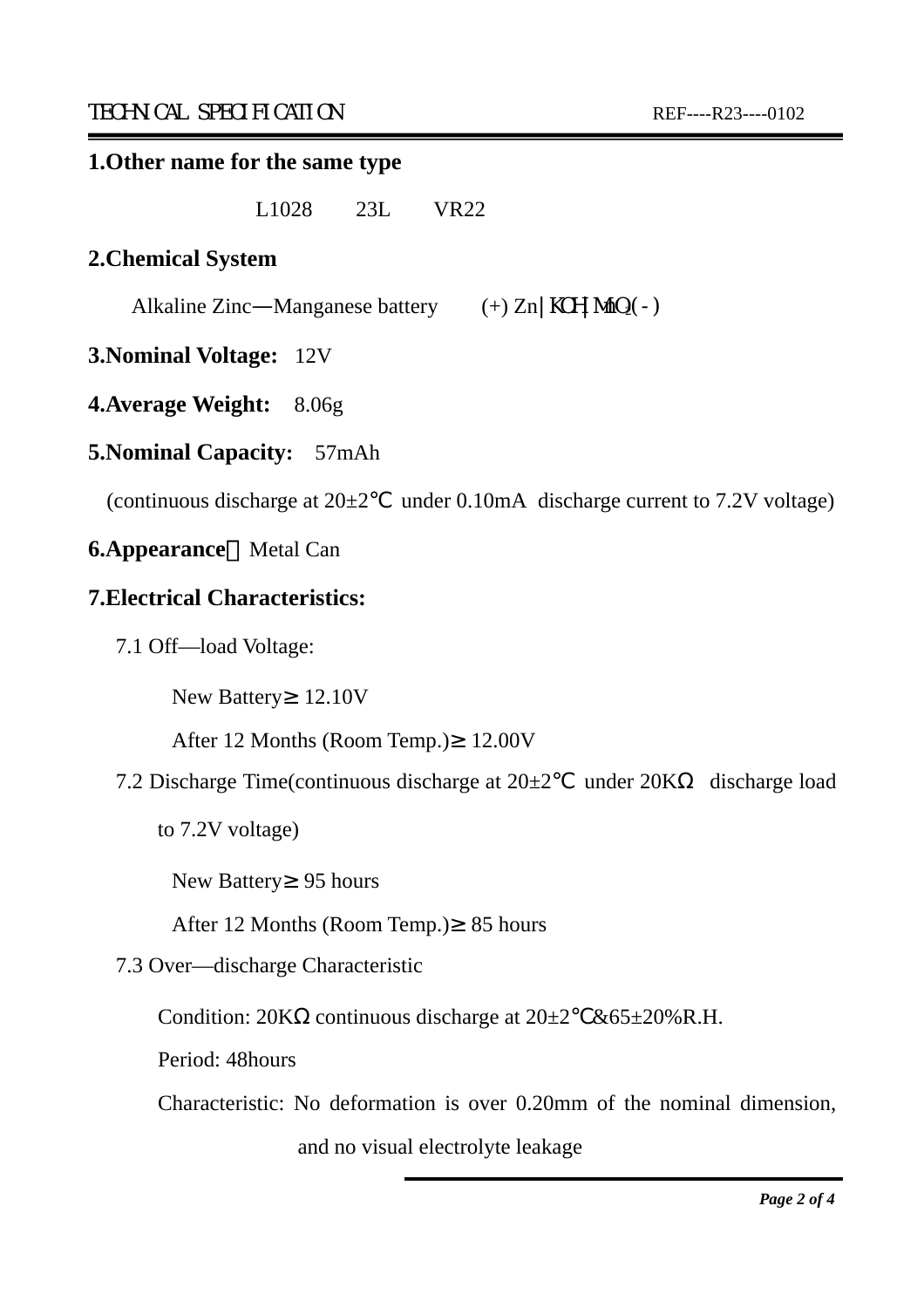## 1.Other name for the same type

L1028 23L VR22

## 2.Chemical System

Alkaline Zinc—Manganese battery (+) Zn|KOH|$MnO_2$(-)

**3.Nominal Voltage:** 12V

**4.Average Weight:** 8.06g

**5.Nominal Capacity:** 57mAh

(continuous discharge at 20±2℃ under 0.10mA discharge current to 7.2V voltage)

**6.Appearance**：Metal Can

## 7.Electrical Characteristics:

7.1 Off—load Voltage:

New Battery≥ 12.10V

After 12 Months (Room Temp.)≥ 12.00V

7.2 Discharge Time(continuous discharge at 20±2℃ under 20KΩ discharge load to 7.2V voltage)

New Battery≥ 95 hours

After 12 Months (Room Temp.)≥ 85 hours

7.3 Over—discharge Characteristic

Condition: 20KΩ continuous discharge at 20±2℃&65±20%R.H.

Period: 48hours

Characteristic: No deformation is over 0.20mm of the nominal dimension, and no visual electrolyte leakage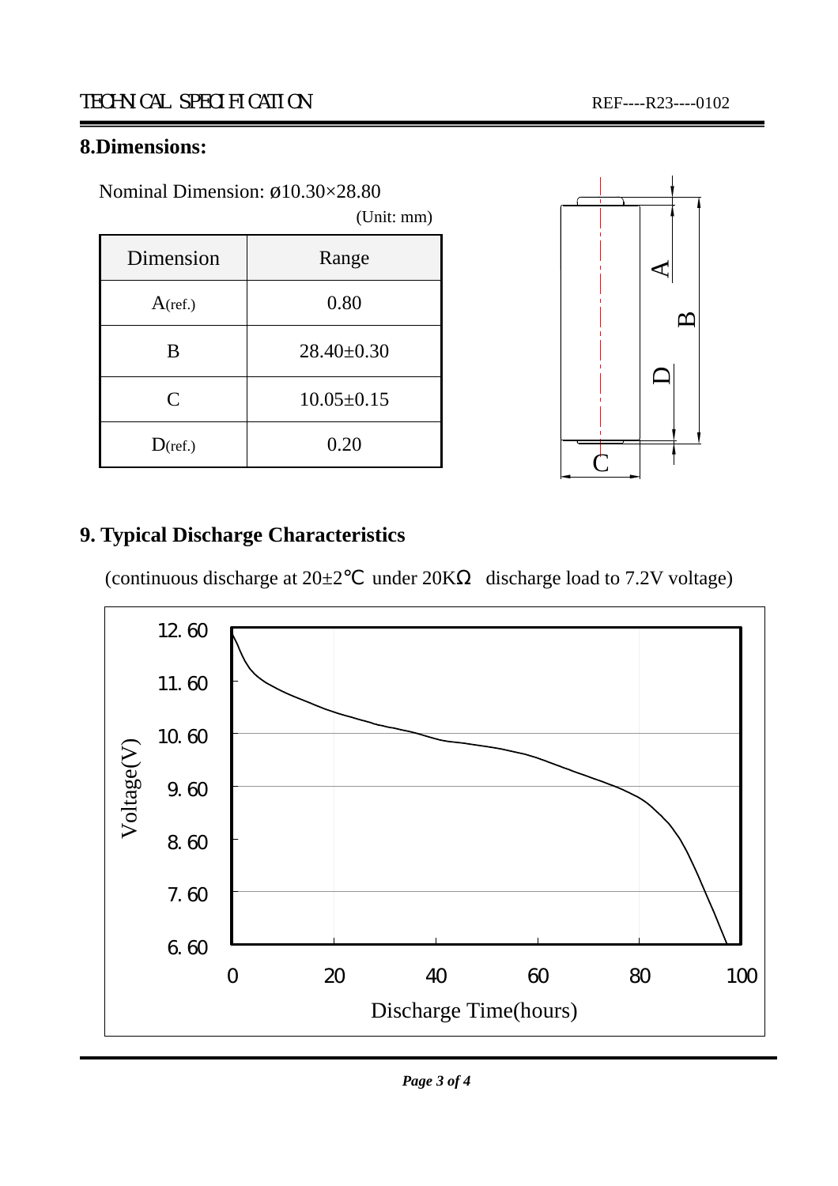## 8.Dimensions:

Nominal Dimension: ø10.30×28.80

(Unit: mm)

| Dimension | Range |
|---|---|
| A(ref.) | 0.80 |
| B | 28.40±0.30 |
| C | 10.05±0.15 |
| D(ref.) | 0.20 |

A

B

D

C

## 9. Typical Discharge Characteristics

(continuous discharge at 20±2℃ under 20KΩ  discharge load to 7.2V voltage)

Voltage(V)

12.60
11.60
10.60
9.60
8.60
7.60
6.60

0
20
40
60
80
100

Discharge Time(hours)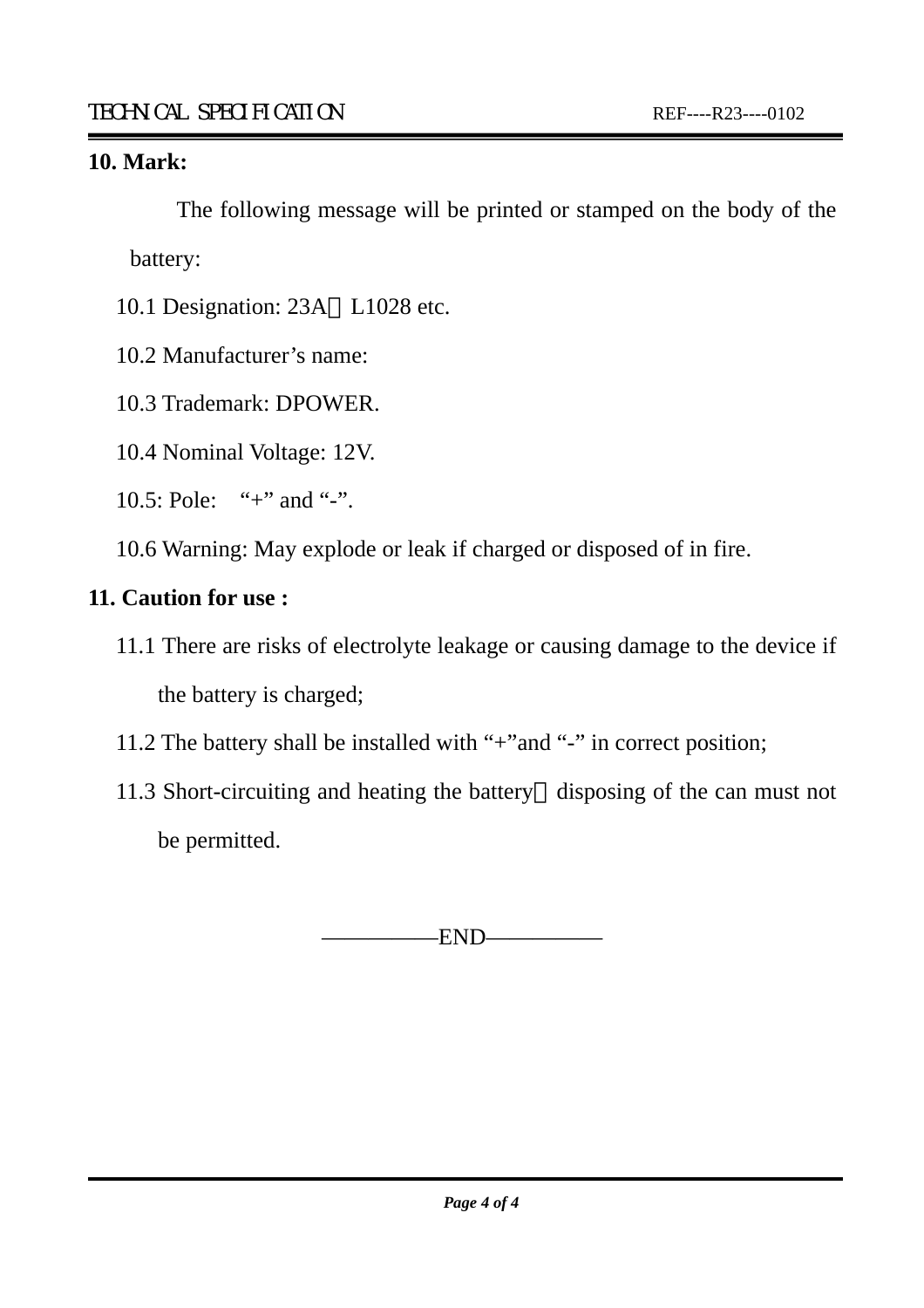## 10. Mark:

The following message will be printed or stamped on the body of the battery:

10.1 Designation: 23A，L1028 etc.

10.2 Manufacturer's name:

10.3 Trademark: DPOWER.

10.4 Nominal Voltage: 12V.

10.5: Pole: "+" and "-".

10.6 Warning: May explode or leak if charged or disposed of in fire.

## 11. Caution for use :

11.1 There are risks of electrolyte leakage or causing damage to the device if the battery is charged;

11.2 The battery shall be installed with "+"and "-" in correct position;

11.3 Short-circuiting and heating the battery，disposing of the can must not be permitted.

——————END——————